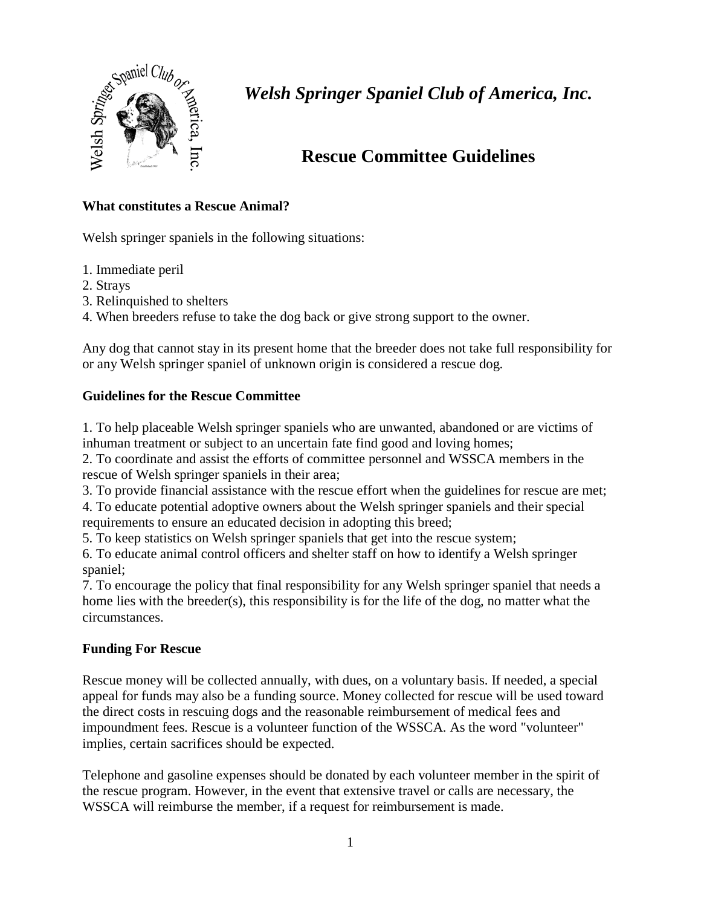# *Welsh Springer Spaniel Club of America, Inc.*

## Rescue Committee Guidelines

**What constitutes a Rescue Animal?**

Welsh springer spaniels in the following situations:

1. Immediate peril
2. Strays
3. Relinquished to shelters
4. When breeders refuse to take the dog back or give strong support to the owner.

Any dog that cannot stay in its present home that the breeder does not take full responsibility for or any Welsh springer spaniel of unknown origin is considered a rescue dog.

**Guidelines for the Rescue Committee**

1. To help placeable Welsh springer spaniels who are unwanted, abandoned or are victims of inhuman treatment or subject to an uncertain fate find good and loving homes;
2. To coordinate and assist the efforts of committee personnel and WSSCA members in the rescue of Welsh springer spaniels in their area;
3. To provide financial assistance with the rescue effort when the guidelines for rescue are met;
4. To educate potential adoptive owners about the Welsh springer spaniels and their special requirements to ensure an educated decision in adopting this breed;
5. To keep statistics on Welsh springer spaniels that get into the rescue system;
6. To educate animal control officers and shelter staff on how to identify a Welsh springer spaniel;
7. To encourage the policy that final responsibility for any Welsh springer spaniel that needs a home lies with the breeder(s), this responsibility is for the life of the dog, no matter what the circumstances.

**Funding For Rescue**

Rescue money will be collected annually, with dues, on a voluntary basis. If needed, a special appeal for funds may also be a funding source. Money collected for rescue will be used toward the direct costs in rescuing dogs and the reasonable reimbursement of medical fees and impoundment fees. Rescue is a volunteer function of the WSSCA. As the word "volunteer" implies, certain sacrifices should be expected.

Telephone and gasoline expenses should be donated by each volunteer member in the spirit of the rescue program. However, in the event that extensive travel or calls are necessary, the WSSCA will reimburse the member, if a request for reimbursement is made.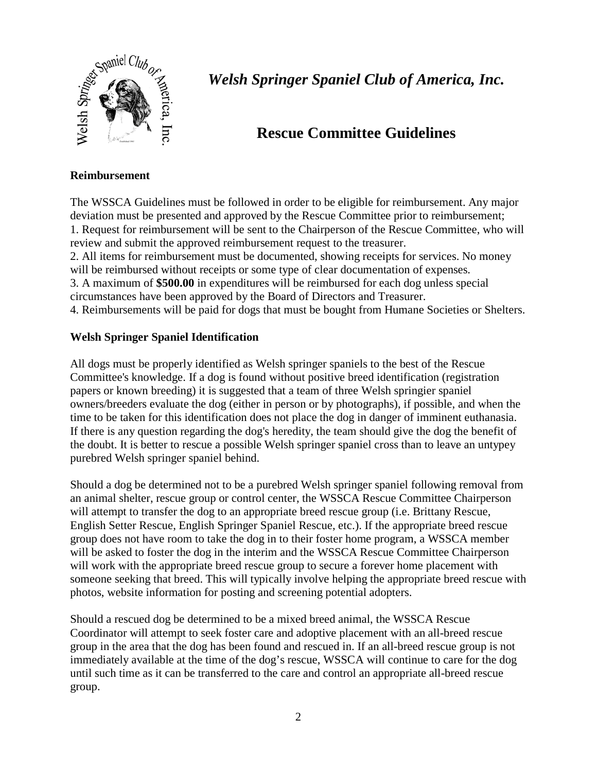# *Welsh Springer Spaniel Club of America, Inc.*

## Rescue Committee Guidelines

**Reimbursement**

The WSSCA Guidelines must be followed in order to be eligible for reimbursement. Any major deviation must be presented and approved by the Rescue Committee prior to reimbursement;
1. Request for reimbursement will be sent to the Chairperson of the Rescue Committee, who will review and submit the approved reimbursement request to the treasurer.
2. All items for reimbursement must be documented, showing receipts for services. No money will be reimbursed without receipts or some type of clear documentation of expenses.
3. A maximum of **$500.00** in expenditures will be reimbursed for each dog unless special circumstances have been approved by the Board of Directors and Treasurer.
4. Reimbursements will be paid for dogs that must be bought from Humane Societies or Shelters.

**Welsh Springer Spaniel Identification**

All dogs must be properly identified as Welsh springer spaniels to the best of the Rescue Committee's knowledge. If a dog is found without positive breed identification (registration papers or known breeding) it is suggested that a team of three Welsh springier spaniel owners/breeders evaluate the dog (either in person or by photographs), if possible, and when the time to be taken for this identification does not place the dog in danger of imminent euthanasia. If there is any question regarding the dog's heredity, the team should give the dog the benefit of the doubt. It is better to rescue a possible Welsh springer spaniel cross than to leave an untypey purebred Welsh springer spaniel behind.

Should a dog be determined not to be a purebred Welsh springer spaniel following removal from an animal shelter, rescue group or control center, the WSSCA Rescue Committee Chairperson will attempt to transfer the dog to an appropriate breed rescue group (i.e. Brittany Rescue, English Setter Rescue, English Springer Spaniel Rescue, etc.). If the appropriate breed rescue group does not have room to take the dog in to their foster home program, a WSSCA member will be asked to foster the dog in the interim and the WSSCA Rescue Committee Chairperson will work with the appropriate breed rescue group to secure a forever home placement with someone seeking that breed. This will typically involve helping the appropriate breed rescue with photos, website information for posting and screening potential adopters.

Should a rescued dog be determined to be a mixed breed animal, the WSSCA Rescue Coordinator will attempt to seek foster care and adoptive placement with an all-breed rescue group in the area that the dog has been found and rescued in. If an all-breed rescue group is not immediately available at the time of the dog's rescue, WSSCA will continue to care for the dog until such time as it can be transferred to the care and control an appropriate all-breed rescue group.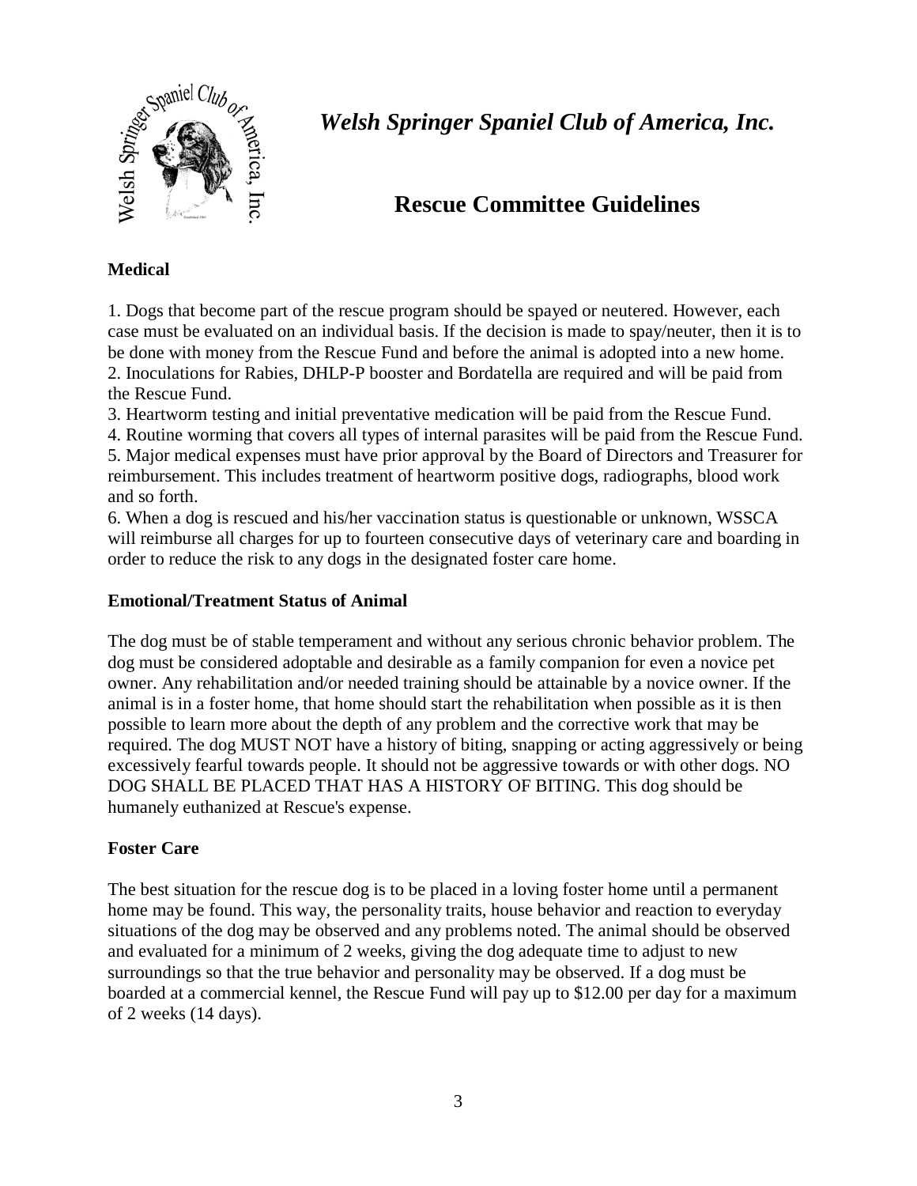# *Welsh Springer Spaniel Club of America, Inc.*

## Rescue Committee Guidelines

**Medical**

1. Dogs that become part of the rescue program should be spayed or neutered. However, each case must be evaluated on an individual basis. If the decision is made to spay/neuter, then it is to be done with money from the Rescue Fund and before the animal is adopted into a new home.
2. Inoculations for Rabies, DHLP-P booster and Bordatella are required and will be paid from the Rescue Fund.
3. Heartworm testing and initial preventative medication will be paid from the Rescue Fund.
4. Routine worming that covers all types of internal parasites will be paid from the Rescue Fund.
5. Major medical expenses must have prior approval by the Board of Directors and Treasurer for reimbursement. This includes treatment of heartworm positive dogs, radiographs, blood work and so forth.
6. When a dog is rescued and his/her vaccination status is questionable or unknown, WSSCA will reimburse all charges for up to fourteen consecutive days of veterinary care and boarding in order to reduce the risk to any dogs in the designated foster care home.

**Emotional/Treatment Status of Animal**

The dog must be of stable temperament and without any serious chronic behavior problem. The dog must be considered adoptable and desirable as a family companion for even a novice pet owner. Any rehabilitation and/or needed training should be attainable by a novice owner. If the animal is in a foster home, that home should start the rehabilitation when possible as it is then possible to learn more about the depth of any problem and the corrective work that may be required. The dog MUST NOT have a history of biting, snapping or acting aggressively or being excessively fearful towards people. It should not be aggressive towards or with other dogs. NO DOG SHALL BE PLACED THAT HAS A HISTORY OF BITING. This dog should be humanely euthanized at Rescue's expense.

**Foster Care**

The best situation for the rescue dog is to be placed in a loving foster home until a permanent home may be found. This way, the personality traits, house behavior and reaction to everyday situations of the dog may be observed and any problems noted. The animal should be observed and evaluated for a minimum of 2 weeks, giving the dog adequate time to adjust to new surroundings so that the true behavior and personality may be observed. If a dog must be boarded at a commercial kennel, the Rescue Fund will pay up to $12.00 per day for a maximum of 2 weeks (14 days).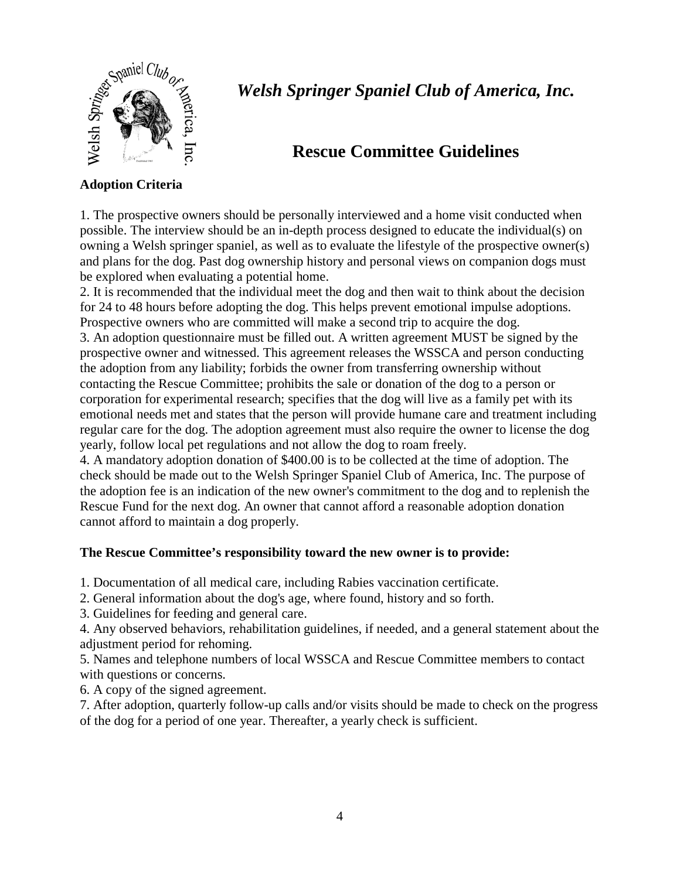# *Welsh Springer Spaniel Club of America, Inc.*

## Rescue Committee Guidelines

**Adoption Criteria**

1. The prospective owners should be personally interviewed and a home visit conducted when possible. The interview should be an in-depth process designed to educate the individual(s) on owning a Welsh springer spaniel, as well as to evaluate the lifestyle of the prospective owner(s) and plans for the dog. Past dog ownership history and personal views on companion dogs must be explored when evaluating a potential home.
2. It is recommended that the individual meet the dog and then wait to think about the decision for 24 to 48 hours before adopting the dog. This helps prevent emotional impulse adoptions. Prospective owners who are committed will make a second trip to acquire the dog.
3. An adoption questionnaire must be filled out. A written agreement MUST be signed by the prospective owner and witnessed. This agreement releases the WSSCA and person conducting the adoption from any liability; forbids the owner from transferring ownership without contacting the Rescue Committee; prohibits the sale or donation of the dog to a person or corporation for experimental research; specifies that the dog will live as a family pet with its emotional needs met and states that the person will provide humane care and treatment including regular care for the dog. The adoption agreement must also require the owner to license the dog yearly, follow local pet regulations and not allow the dog to roam freely.
4. A mandatory adoption donation of $400.00 is to be collected at the time of adoption. The check should be made out to the Welsh Springer Spaniel Club of America, Inc. The purpose of the adoption fee is an indication of the new owner's commitment to the dog and to replenish the Rescue Fund for the next dog. An owner that cannot afford a reasonable adoption donation cannot afford to maintain a dog properly.

**The Rescue Committee's responsibility toward the new owner is to provide:**

1. Documentation of all medical care, including Rabies vaccination certificate.
2. General information about the dog's age, where found, history and so forth.
3. Guidelines for feeding and general care.
4. Any observed behaviors, rehabilitation guidelines, if needed, and a general statement about the adjustment period for rehoming.
5. Names and telephone numbers of local WSSCA and Rescue Committee members to contact with questions or concerns.
6. A copy of the signed agreement.
7. After adoption, quarterly follow-up calls and/or visits should be made to check on the progress of the dog for a period of one year. Thereafter, a yearly check is sufficient.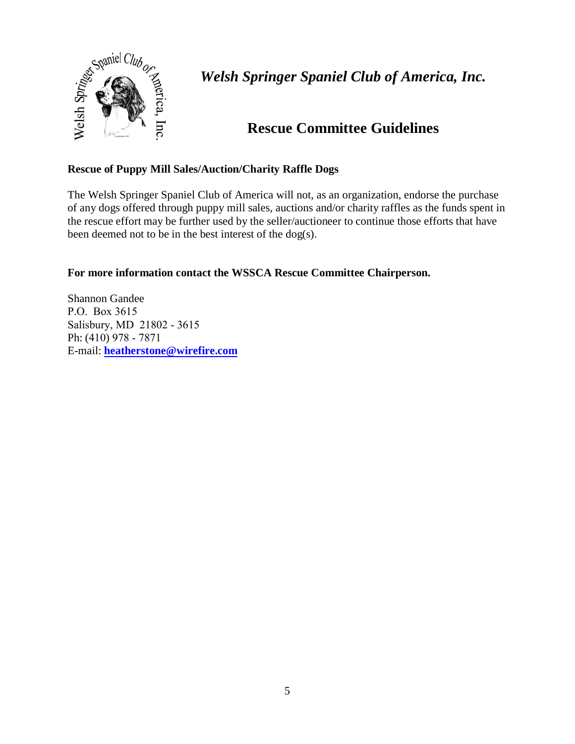*Welsh Springer Spaniel Club of America, Inc.*

# Rescue Committee Guidelines

**Rescue of Puppy Mill Sales/Auction/Charity Raffle Dogs**

The Welsh Springer Spaniel Club of America will not, as an organization, endorse the purchase of any dogs offered through puppy mill sales, auctions and/or charity raffles as the funds spent in the rescue effort may be further used by the seller/auctioneer to continue those efforts that have been deemed not to be in the best interest of the dog(s).

**For more information contact the WSSCA Rescue Committee Chairperson.**

Shannon Gandee
P.O. Box 3615
Salisbury, MD 21802 - 3615
Ph: (410) 978 - 7871
E-mail: **heatherstone@wirefire.com**